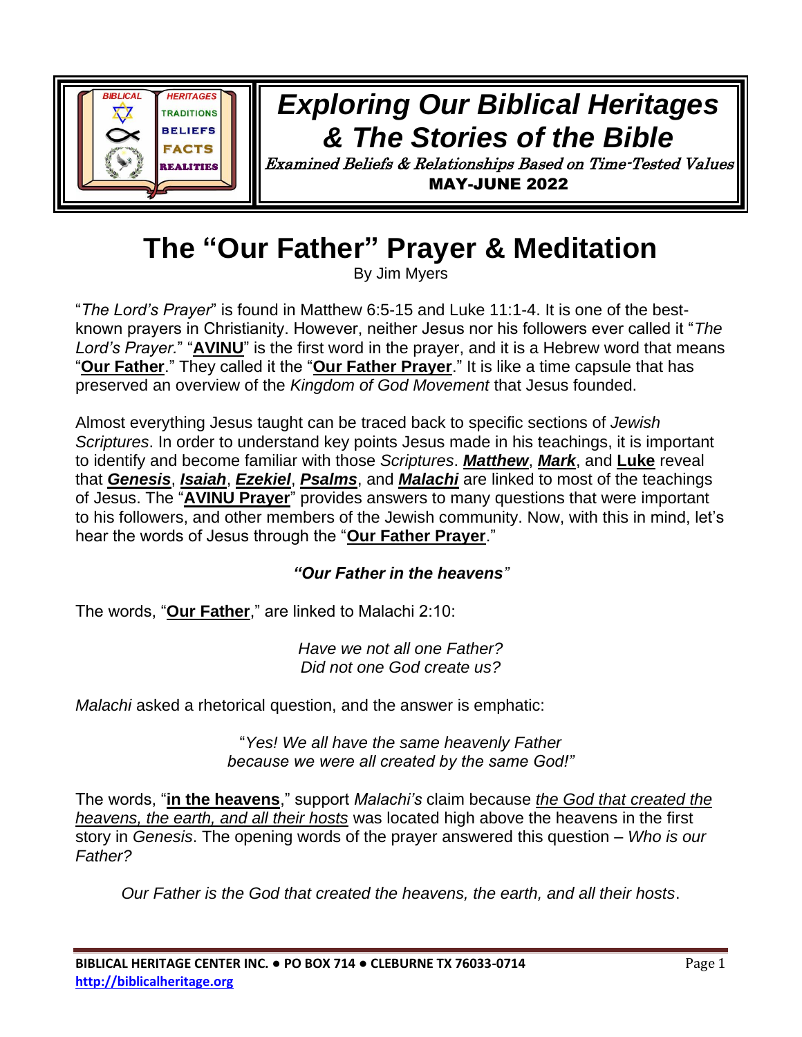# *Exploring Our Biblical Heritages & The Stories of the Bible*

*Examined Beliefs & Relationships Based on Time-Tested Values*

**MAY-JUNE 2022**

# The "Our Father" Prayer & Meditation

By Jim Myers

"*The Lord's Prayer*" is found in Matthew 6:5-15 and Luke 11:1-4. It is one of the best-known prayers in Christianity. However, neither Jesus nor his followers ever called it "*The Lord's Prayer.*" "**AVINU**" is the first word in the prayer, and it is a Hebrew word that means "**Our Father**." They called it the "**Our Father Prayer**." It is like a time capsule that has preserved an overview of the *Kingdom of God Movement* that Jesus founded.

Almost everything Jesus taught can be traced back to specific sections of *Jewish Scriptures*. In order to understand key points Jesus made in his teachings, it is important to identify and become familiar with those *Scriptures*. ***Matthew***, ***Mark***, and **Luke** reveal that ***Genesis***, ***Isaiah***, ***Ezekiel***, ***Psalms***, and ***Malachi*** are linked to most of the teachings of Jesus. The "**AVINU Prayer**" provides answers to many questions that were important to his followers, and other members of the Jewish community. Now, with this in mind, let's hear the words of Jesus through the "**Our Father Prayer**."

***"Our Father in the heavens"***

The words, "**Our Father**," are linked to Malachi 2:10:

*Have we not all one Father?*
*Did not one God create us?*

*Malachi* asked a rhetorical question, and the answer is emphatic:

"*Yes! We all have the same heavenly Father*
*because we were all created by the same God!"*

The words, "**in the heavens**," support *Malachi's* claim because *the God that created the heavens, the earth, and all their hosts* was located high above the heavens in the first story in *Genesis*. The opening words of the prayer answered this question – *Who is our Father?*

*Our Father is the God that created the heavens, the earth, and all their hosts*.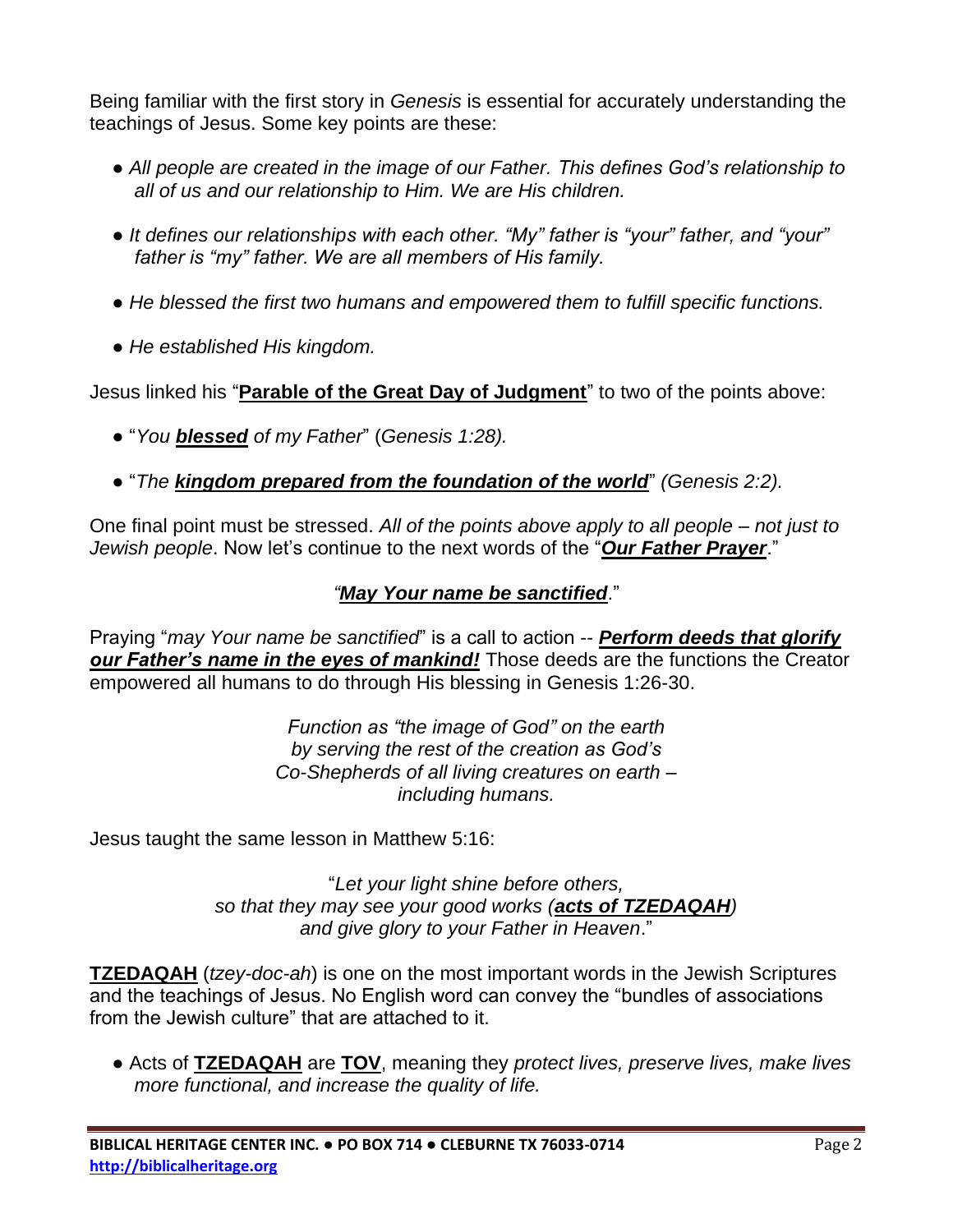Being familiar with the first story in *Genesis* is essential for accurately understanding the teachings of Jesus. Some key points are these:

- *All people are created in the image of our Father. This defines God's relationship to all of us and our relationship to Him. We are His children.*
- *It defines our relationships with each other. "My" father is "your" father, and "your" father is "my" father. We are all members of His family.*
- *He blessed the first two humans and empowered them to fulfill specific functions.*
- *He established His kingdom.*

Jesus linked his "**Parable of the Great Day of Judgment**" to two of the points above:

- "*You **blessed** of my Father*" (*Genesis 1:28).*
- "*The **kingdom prepared from the foundation of the world***" *(Genesis 2:2).*

One final point must be stressed. *All of the points above apply to all people – not just to Jewish people*. Now let's continue to the next words of the "***Our Father Prayer***."

*"**May Your name be sanctified***."

Praying "*may Your name be sanctified*" is a call to action -- ***Perform deeds that glorify our Father's name in the eyes of mankind!*** Those deeds are the functions the Creator empowered all humans to do through His blessing in Genesis 1:26-30.

> *Function as "the image of God" on the earth*
> *by serving the rest of the creation as God's*
> *Co-Shepherds of all living creatures on earth –*
> *including humans.*

Jesus taught the same lesson in Matthew 5:16:

> "*Let your light shine before others,*
> *so that they may see your good works (**acts of TZEDAQAH**)*
> *and give glory to your Father in Heaven*."

**TZEDAQAH** (*tzey-doc-ah*) is one on the most important words in the Jewish Scriptures and the teachings of Jesus. No English word can convey the "bundles of associations from the Jewish culture" that are attached to it.

- Acts of **TZEDAQAH** are **TOV**, meaning they *protect lives, preserve lives, make lives more functional, and increase the quality of life.*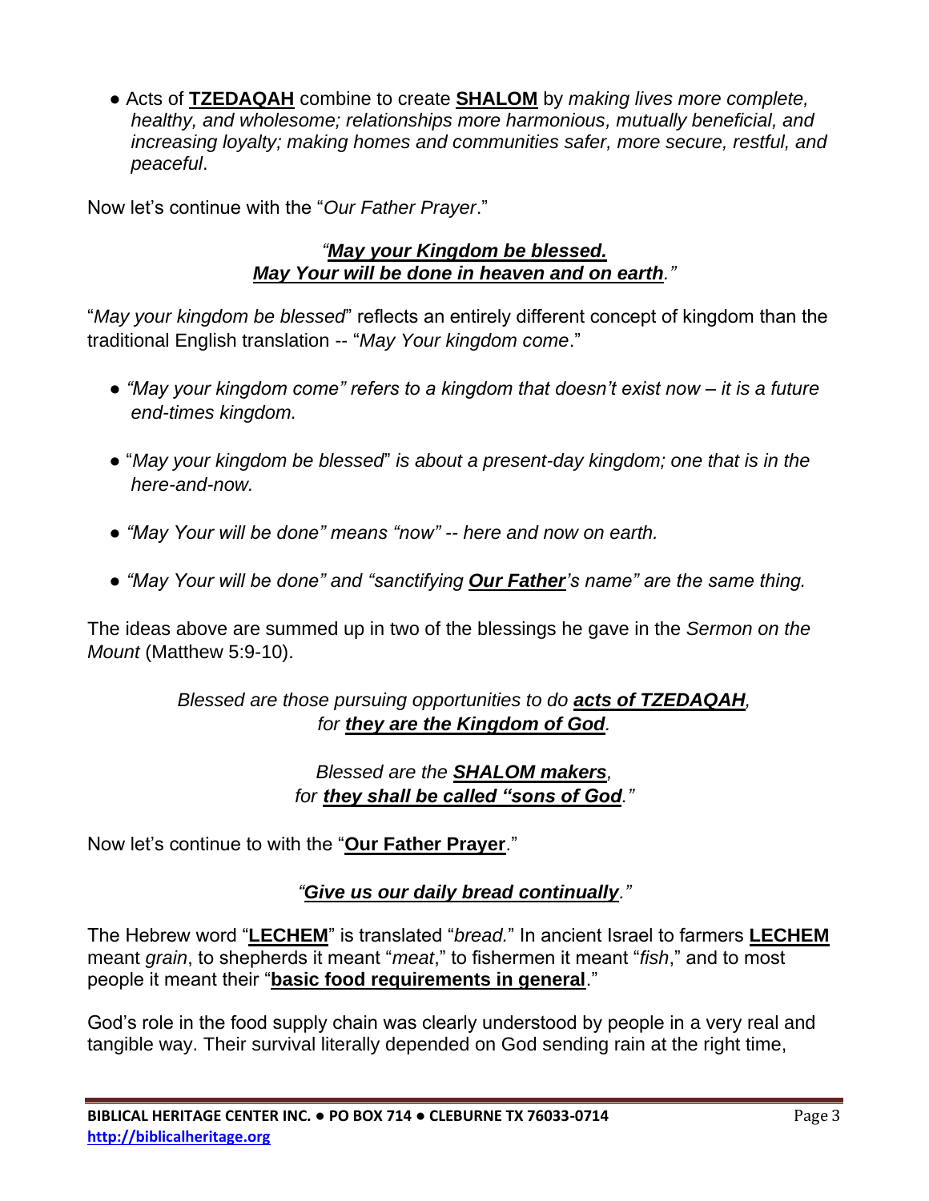- Acts of **TZEDAQAH** combine to create **SHALOM** by *making lives more complete, healthy, and wholesome; relationships more harmonious, mutually beneficial, and increasing loyalty; making homes and communities safer, more secure, restful, and peaceful*.

Now let's continue with the "*Our Father Prayer*."

*"**May your Kingdom be blessed.***
***May Your will be done in heaven and on earth**."*

"*May your kingdom be blessed*" reflects an entirely different concept of kingdom than the traditional English translation -- "*May Your kingdom come*."

- *"May your kingdom come" refers to a kingdom that doesn't exist now – it is a future end-times kingdom.*
- "*May your kingdom be blessed*" *is about a present-day kingdom; one that is in the here-and-now.*
- *"May Your will be done" means "now" -- here and now on earth.*
- *"May Your will be done" and "sanctifying **Our Father**'s name" are the same thing.*

The ideas above are summed up in two of the blessings he gave in the *Sermon on the Mount* (Matthew 5:9-10).

*Blessed are those pursuing opportunities to do **acts of TZEDAQAH**,*
*for **they are the Kingdom of God**.*

*Blessed are the **SHALOM makers**,*
*for **they shall be called "sons of God**."*

Now let's continue to with the "**Our Father Prayer**."

*"**Give us our daily bread continually**."*

The Hebrew word "**LECHEM**" is translated "*bread.*" In ancient Israel to farmers **LECHEM** meant *grain*, to shepherds it meant "*meat*," to fishermen it meant "*fish*," and to most people it meant their "**basic food requirements in general**."

God's role in the food supply chain was clearly understood by people in a very real and tangible way. Their survival literally depended on God sending rain at the right time,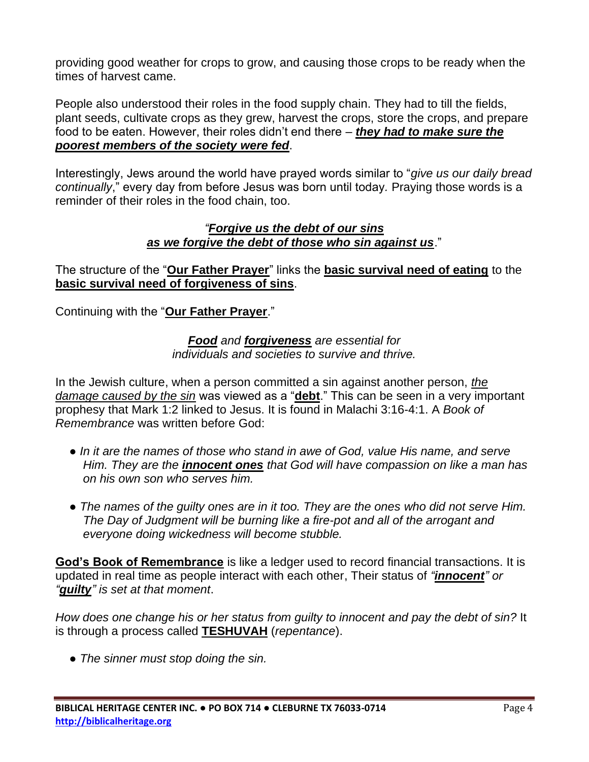providing good weather for crops to grow, and causing those crops to be ready when the times of harvest came.

People also understood their roles in the food supply chain. They had to till the fields, plant seeds, cultivate crops as they grew, harvest the crops, store the crops, and prepare food to be eaten. However, their roles didn't end there – ***they had to make sure the poorest members of the society were fed***.

Interestingly, Jews around the world have prayed words similar to "*give us our daily bread continually*," every day from before Jesus was born until today. Praying those words is a reminder of their roles in the food chain, too.

<center>

*"**Forgive us the debt of our sins***
***as we forgive the debt of those who sin against us**.*"

</center>

The structure of the "**Our Father Prayer**" links the **basic survival need of eating** to the **basic survival need of forgiveness of sins**.

Continuing with the "**Our Father Prayer**."

<center>

***Food** and **forgiveness** are essential for*
*individuals and societies to survive and thrive.*

</center>

In the Jewish culture, when a person committed a sin against another person, *the damage caused by the sin* was viewed as a "**debt**." This can be seen in a very important prophesy that Mark 1:2 linked to Jesus. It is found in Malachi 3:16-4:1. A *Book of Remembrance* was written before God:

- *In it are the names of those who stand in awe of God, value His name, and serve Him. They are the **innocent ones** that God will have compassion on like a man has on his own son who serves him.*

- *The names of the guilty ones are in it too. They are the ones who did not serve Him. The Day of Judgment will be burning like a fire-pot and all of the arrogant and everyone doing wickedness will become stubble.*

**God's Book of Remembrance** is like a ledger used to record financial transactions. It is updated in real time as people interact with each other, Their status of *"**innocent**" or "**guilty**" is set at that moment*.

*How does one change his or her status from guilty to innocent and pay the debt of sin?* It is through a process called **TESHUVAH** (*repentance*).

- *The sinner must stop doing the sin.*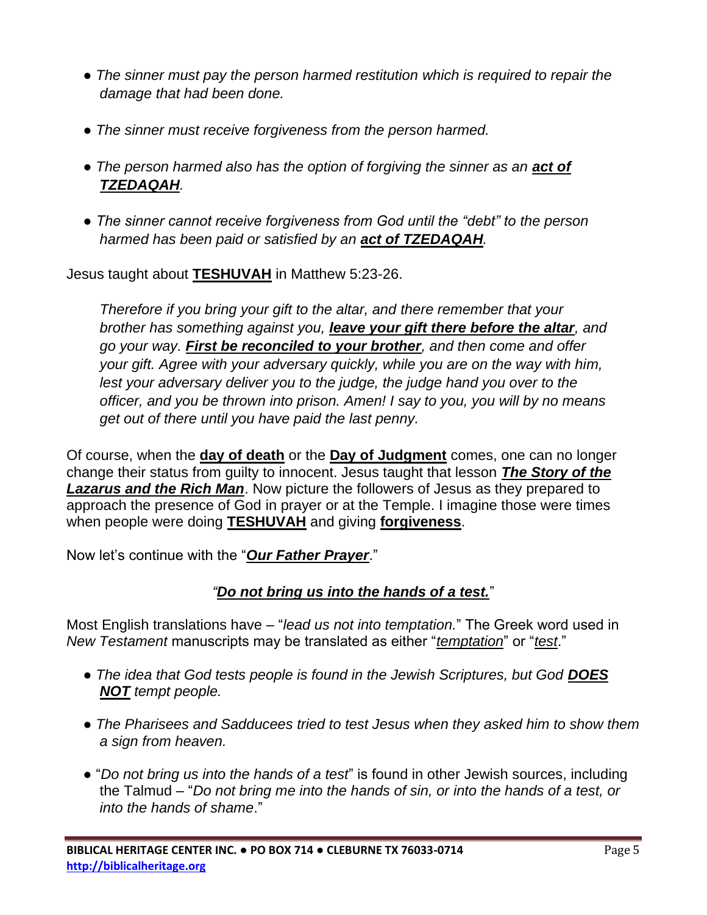- *The sinner must pay the person harmed restitution which is required to repair the damage that had been done.*
- *The sinner must receive forgiveness from the person harmed.*
- *The person harmed also has the option of forgiving the sinner as an **act of TZEDAQAH**.*
- *The sinner cannot receive forgiveness from God until the "debt" to the person harmed has been paid or satisfied by an **act of TZEDAQAH**.*

Jesus taught about **TESHUVAH** in Matthew 5:23-26.

> *Therefore if you bring your gift to the altar, and there remember that your brother has something against you, **leave your gift there before the altar**, and go your way. **First be reconciled to your brother**, and then come and offer your gift. Agree with your adversary quickly, while you are on the way with him, lest your adversary deliver you to the judge, the judge hand you over to the officer, and you be thrown into prison. Amen! I say to you, you will by no means get out of there until you have paid the last penny.*

Of course, when the **day of death** or the **Day of Judgment** comes, one can no longer change their status from guilty to innocent. Jesus taught that lesson ***The Story of the Lazarus and the Rich Man***. Now picture the followers of Jesus as they prepared to approach the presence of God in prayer or at the Temple. I imagine those were times when people were doing **TESHUVAH** and giving **forgiveness**.

Now let's continue with the "***Our Father Prayer***."

### *"**Do not bring us into the hands of a test.**"*

Most English translations have – "*lead us not into temptation.*" The Greek word used in *New Testament* manuscripts may be translated as either "*temptation*" or "*test*."

- *The idea that God tests people is found in the Jewish Scriptures, but God **DOES NOT** tempt people.*
- *The Pharisees and Sadducees tried to test Jesus when they asked him to show them a sign from heaven.*
- "*Do not bring us into the hands of a test*" is found in other Jewish sources, including the Talmud – "*Do not bring me into the hands of sin, or into the hands of a test, or into the hands of shame*."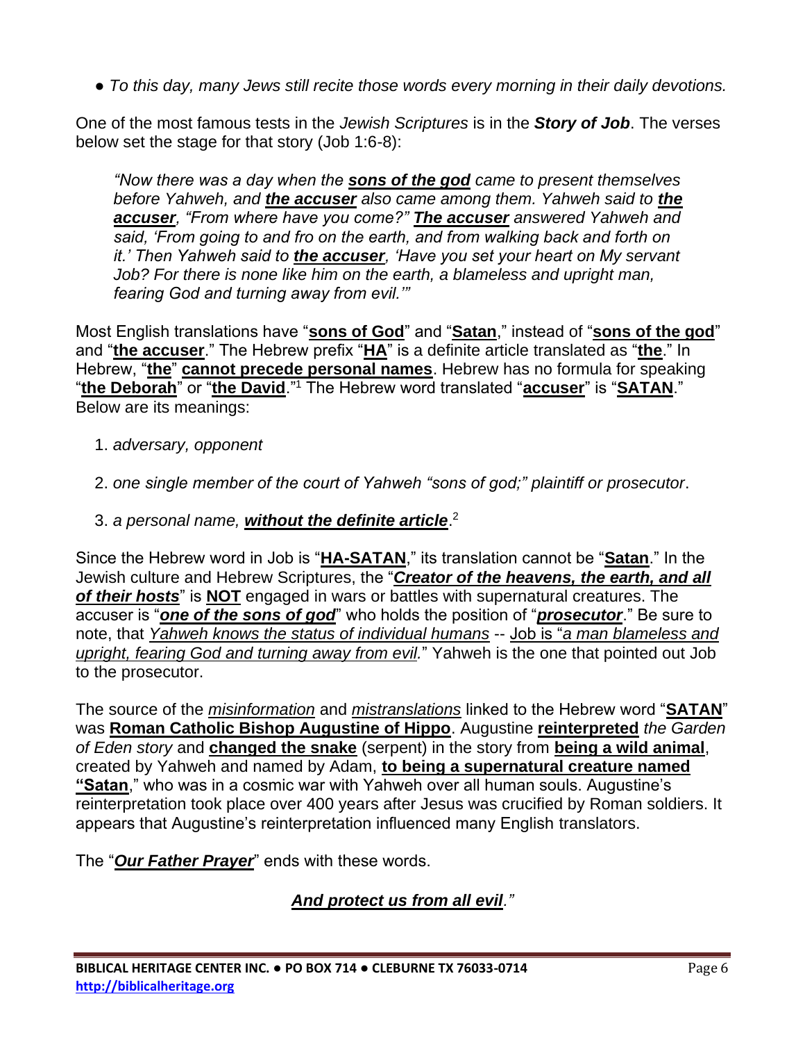● *To this day, many Jews still recite those words every morning in their daily devotions.*

One of the most famous tests in the *Jewish Scriptures* is in the ***Story of Job***. The verses below set the stage for that story (Job 1:6-8):

> *"Now there was a day when the **sons of the god** came to present themselves before Yahweh, and **the accuser** also came among them. Yahweh said to **the accuser**, "From where have you come?" **The accuser** answered Yahweh and said, 'From going to and fro on the earth, and from walking back and forth on it.' Then Yahweh said to **the accuser**, 'Have you set your heart on My servant Job? For there is none like him on the earth, a blameless and upright man, fearing God and turning away from evil.'"*

Most English translations have "**sons of God**" and "**Satan**," instead of "**sons of the god**" and "**the accuser**." The Hebrew prefix "**HA**" is a definite article translated as "**the**." In Hebrew, "**the**" **cannot precede personal names**. Hebrew has no formula for speaking "**the Deborah**" or "**the David**."[1] The Hebrew word translated "**accuser**" is "**SATAN**." Below are its meanings:

1. *adversary, opponent*
2. *one single member of the court of Yahweh "sons of god;" plaintiff or prosecutor*.
3. *a personal name, **without the definite article***.[2]

Since the Hebrew word in Job is "**HA-SATAN**," its translation cannot be "**Satan**." In the Jewish culture and Hebrew Scriptures, the "***Creator of the heavens, the earth, and all of their hosts***" is **NOT** engaged in wars or battles with supernatural creatures. The accuser is "***one of the sons of god***" who holds the position of "***prosecutor***." Be sure to note, that *Yahweh knows the status of individual humans* -- Job is "*a man blameless and upright, fearing God and turning away from evil.*" Yahweh is the one that pointed out Job to the prosecutor.

The source of the *misinformation* and *mistranslations* linked to the Hebrew word "**SATAN**" was **Roman Catholic Bishop Augustine of Hippo**. Augustine **reinterpreted** *the Garden of Eden story* and **changed the snake** (serpent) in the story from **being a wild animal**, created by Yahweh and named by Adam, **to being a supernatural creature named "Satan**," who was in a cosmic war with Yahweh over all human souls. Augustine's reinterpretation took place over 400 years after Jesus was crucified by Roman soldiers. It appears that Augustine's reinterpretation influenced many English translators.

The "***Our Father Prayer***" ends with these words.

***And protect us from all evil**."*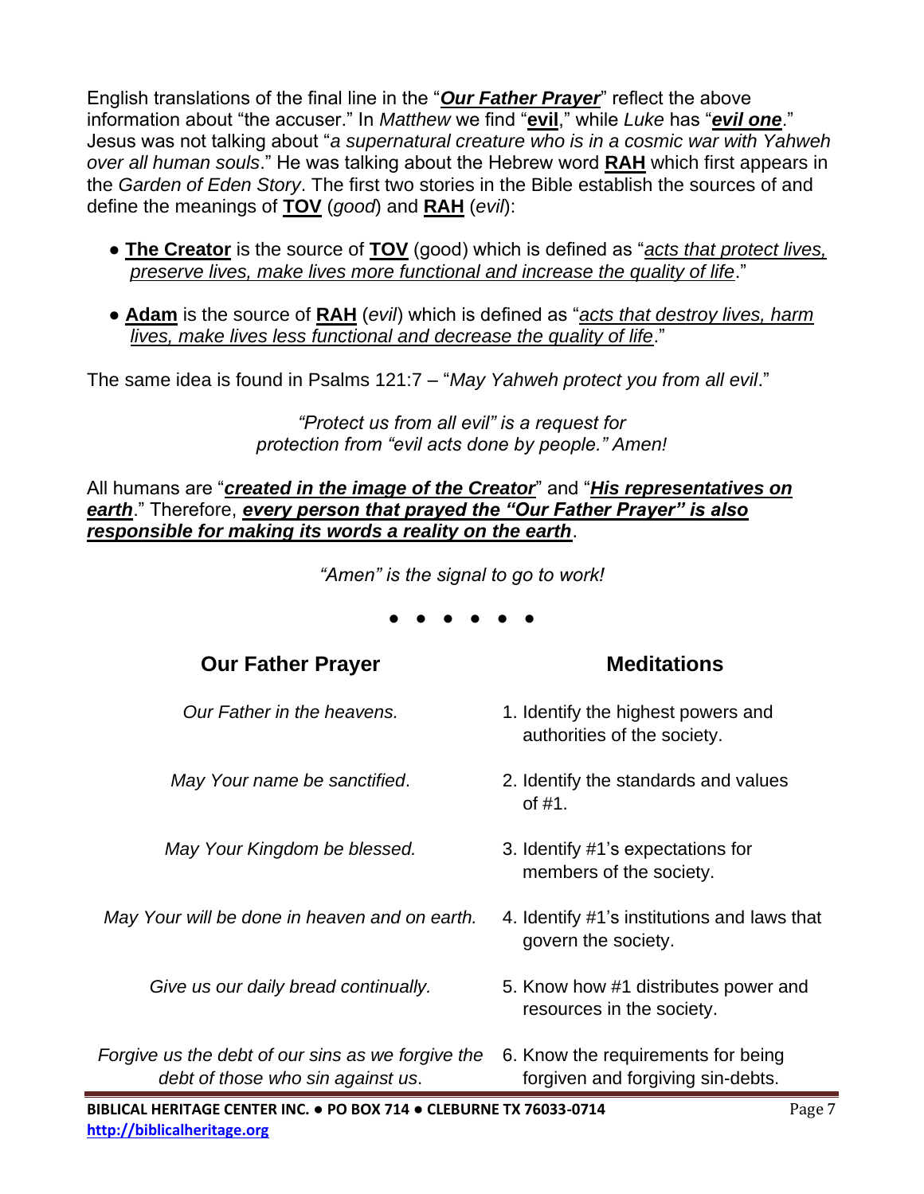English translations of the final line in the "***Our Father Prayer***" reflect the above information about "the accuser." In *Matthew* we find "**evil**," while *Luke* has "***evil one***." Jesus was not talking about "*a supernatural creature who is in a cosmic war with Yahweh over all human souls*." He was talking about the Hebrew word **RAH** which first appears in the *Garden of Eden Story*. The first two stories in the Bible establish the sources of and define the meanings of **TOV** (*good*) and **RAH** (*evil*):

- **The Creator** is the source of **TOV** (good) which is defined as "*acts that protect lives, preserve lives, make lives more functional and increase the quality of life*."
- **Adam** is the source of **RAH** (*evil*) which is defined as "*acts that destroy lives, harm lives, make lives less functional and decrease the quality of life*."

The same idea is found in Psalms 121:7 – "*May Yahweh protect you from all evil*."

*"Protect us from all evil" is a request for protection from "evil acts done by people." Amen!*

All humans are "***created in the image of the Creator***" and "***His representatives on earth***." Therefore, ***every person that prayed the "Our Father Prayer" is also responsible for making its words a reality on the earth***.

*"Amen" is the signal to go to work!*

● ● ● ● ● ●

| **Our Father Prayer** | **Meditations** |
|---|---|
| *Our Father in the heavens.* | 1. Identify the highest powers and authorities of the society. |
| *May Your name be sanctified*. | 2. Identify the standards and values of #1. |
| *May Your Kingdom be blessed.* | 3. Identify #1's expectations for members of the society. |
| *May Your will be done in heaven and on earth.* | 4. Identify #1's institutions and laws that govern the society. |
| *Give us our daily bread continually.* | 5. Know how #1 distributes power and resources in the society. |
| *Forgive us the debt of our sins as we forgive the debt of those who sin against us*. | 6. Know the requirements for being forgiven and forgiving sin-debts. |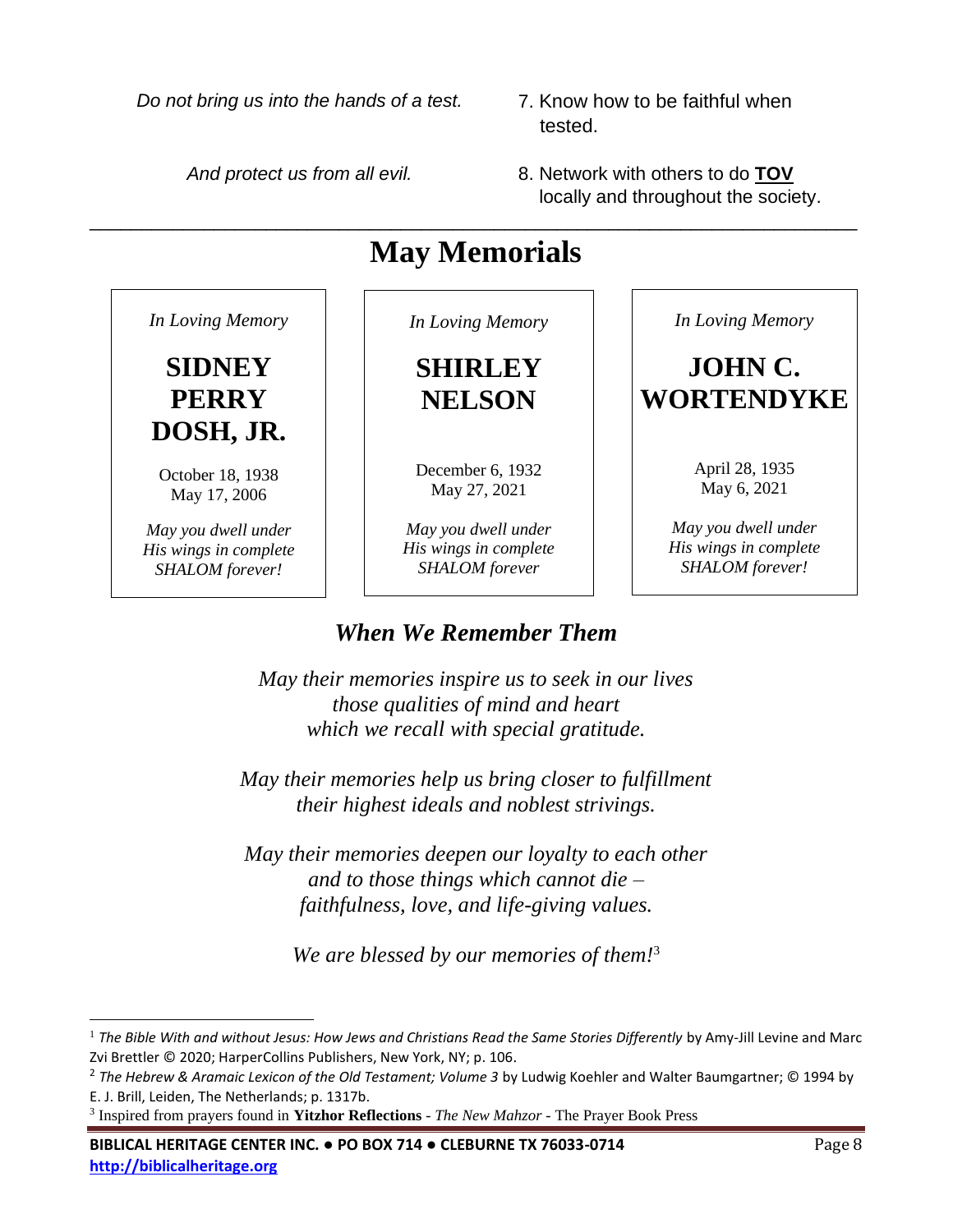*Do not bring us into the hands of a test.*

7. Know how to be faithful when tested.

*And protect us from all evil.*

8. Network with others to do **TOV** locally and throughout the society.

---

# May Memorials

*In Loving Memory*

**SIDNEY PERRY DOSH, JR.**

October 18, 1938
May 17, 2006

*May you dwell under His wings in complete SHALOM forever!*

*In Loving Memory*

**SHIRLEY NELSON**

December 6, 1932
May 27, 2021

*May you dwell under His wings in complete SHALOM forever*

*In Loving Memory*

**JOHN C. WORTENDYKE**

April 28, 1935
May 6, 2021

*May you dwell under His wings in complete SHALOM forever!*

## *When We Remember Them*

*May their memories inspire us to seek in our lives*
*those qualities of mind and heart*
*which we recall with special gratitude.*

*May their memories help us bring closer to fulfillment*
*their highest ideals and noblest strivings.*

*May their memories deepen our loyalty to each other*
*and to those things which cannot die –*
*faithfulness, love, and life-giving values.*

*We are blessed by our memories of them!*[3]

---

[1] *The Bible With and without Jesus: How Jews and Christians Read the Same Stories Differently* by Amy-Jill Levine and Marc Zvi Brettler © 2020; HarperCollins Publishers, New York, NY; p. 106.

[2] *The Hebrew & Aramaic Lexicon of the Old Testament; Volume 3* by Ludwig Koehler and Walter Baumgartner; © 1994 by E. J. Brill, Leiden, The Netherlands; p. 1317b.

[3] Inspired from prayers found in **Yitzhor Reflections** - *The New Mahzor* - The Prayer Book Press